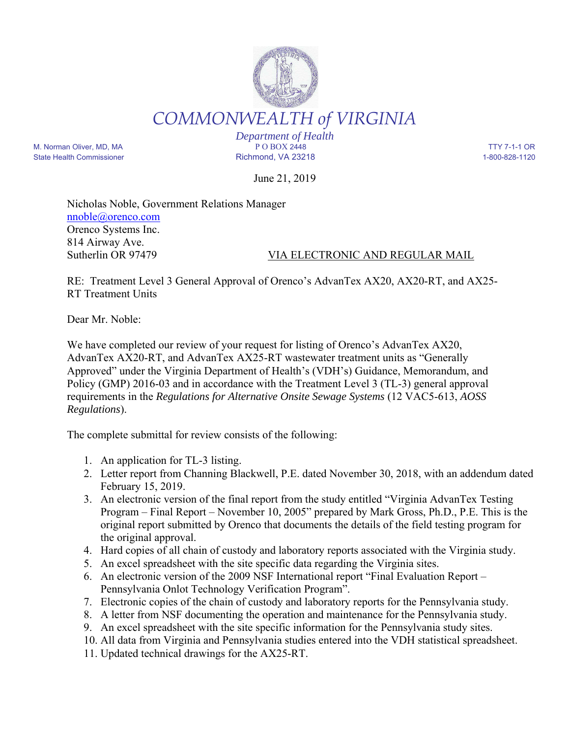# COMMONWEALTH *of* VIRGINIA

*Department of Health*

M. Norman Oliver, MD, MA
State Health Commissioner

P O BOX 2448
Richmond, VA 23218

TTY 7-1-1 OR
1-800-828-1120

June 21, 2019

Nicholas Noble, Government Relations Manager
nnoble@orenco.com
Orenco Systems Inc.
814 Airway Ave.
Sutherlin OR 97479

VIA ELECTRONIC AND REGULAR MAIL

RE: Treatment Level 3 General Approval of Orenco's AdvanTex AX20, AX20-RT, and AX25-RT Treatment Units

Dear Mr. Noble:

We have completed our review of your request for listing of Orenco's AdvanTex AX20, AdvanTex AX20-RT, and AdvanTex AX25-RT wastewater treatment units as "Generally Approved" under the Virginia Department of Health's (VDH's) Guidance, Memorandum, and Policy (GMP) 2016-03 and in accordance with the Treatment Level 3 (TL-3) general approval requirements in the *Regulations for Alternative Onsite Sewage Systems* (12 VAC5-613, *AOSS Regulations*).

The complete submittal for review consists of the following:

1. An application for TL-3 listing.
2. Letter report from Channing Blackwell, P.E. dated November 30, 2018, with an addendum dated February 15, 2019.
3. An electronic version of the final report from the study entitled "Virginia AdvanTex Testing Program – Final Report – November 10, 2005" prepared by Mark Gross, Ph.D., P.E. This is the original report submitted by Orenco that documents the details of the field testing program for the original approval.
4. Hard copies of all chain of custody and laboratory reports associated with the Virginia study.
5. An excel spreadsheet with the site specific data regarding the Virginia sites.
6. An electronic version of the 2009 NSF International report "Final Evaluation Report – Pennsylvania Onlot Technology Verification Program".
7. Electronic copies of the chain of custody and laboratory reports for the Pennsylvania study.
8. A letter from NSF documenting the operation and maintenance for the Pennsylvania study.
9. An excel spreadsheet with the site specific information for the Pennsylvania study sites.
10. All data from Virginia and Pennsylvania studies entered into the VDH statistical spreadsheet.
11. Updated technical drawings for the AX25-RT.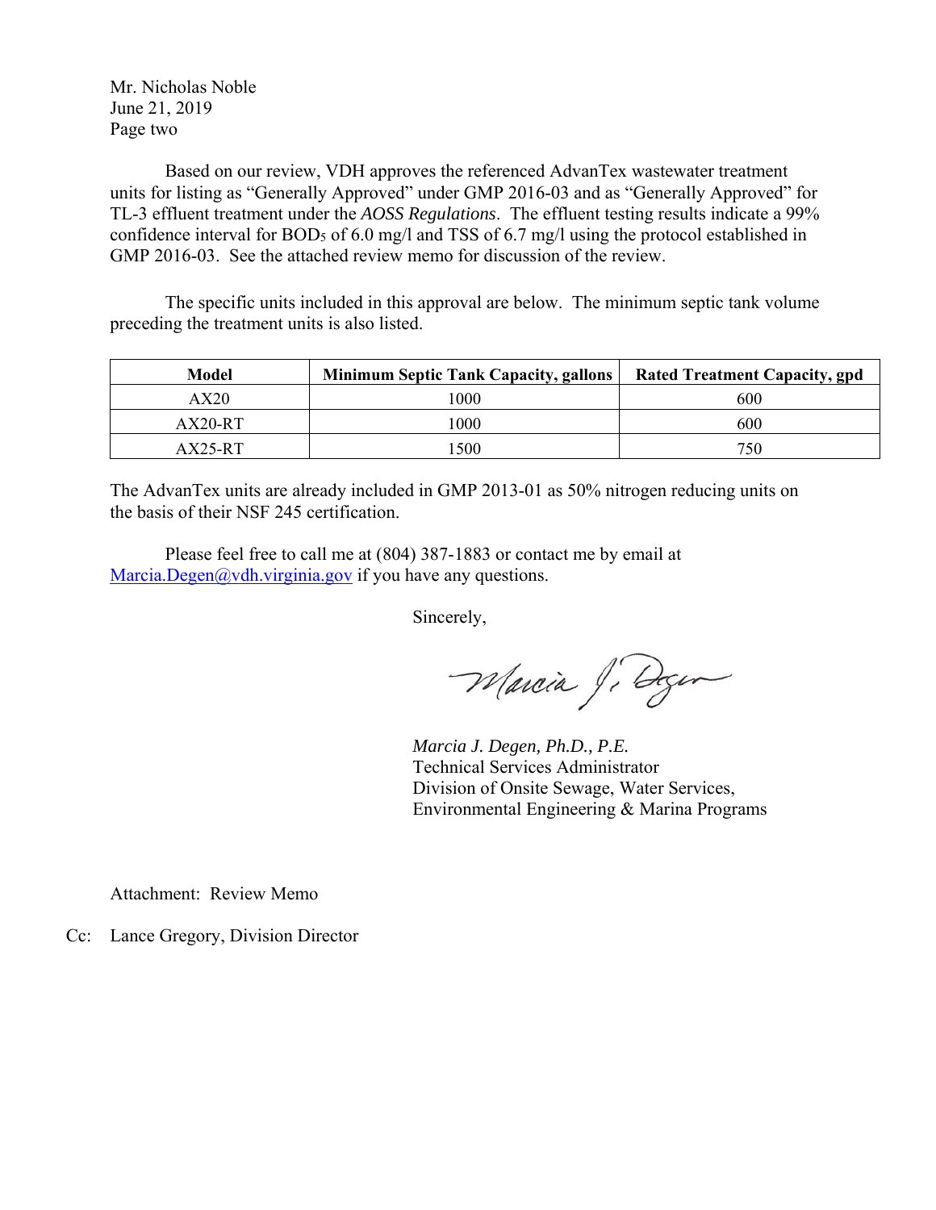Mr. Nicholas Noble
June 21, 2019
Page two

Based on our review, VDH approves the referenced AdvanTex wastewater treatment units for listing as "Generally Approved" under GMP 2016-03 and as "Generally Approved" for TL-3 effluent treatment under the *AOSS Regulations*. The effluent testing results indicate a 99% confidence interval for $BOD_5$ of 6.0 mg/l and TSS of 6.7 mg/l using the protocol established in GMP 2016-03. See the attached review memo for discussion of the review.

The specific units included in this approval are below. The minimum septic tank volume preceding the treatment units is also listed.

| Model | Minimum Septic Tank Capacity, gallons | Rated Treatment Capacity, gpd |
|---|---|---|
| AX20 | 1000 | 600 |
| AX20-RT | 1000 | 600 |
| AX25-RT | 1500 | 750 |

The AdvanTex units are already included in GMP 2013-01 as 50% nitrogen reducing units on the basis of their NSF 245 certification.

Please feel free to call me at (804) 387-1883 or contact me by email at Marcia.Degen@vdh.virginia.gov if you have any questions.

Sincerely,

*Marcia J. Degen, Ph.D., P.E.*
Technical Services Administrator
Division of Onsite Sewage, Water Services,
Environmental Engineering & Marina Programs

Attachment: Review Memo

Cc: Lance Gregory, Division Director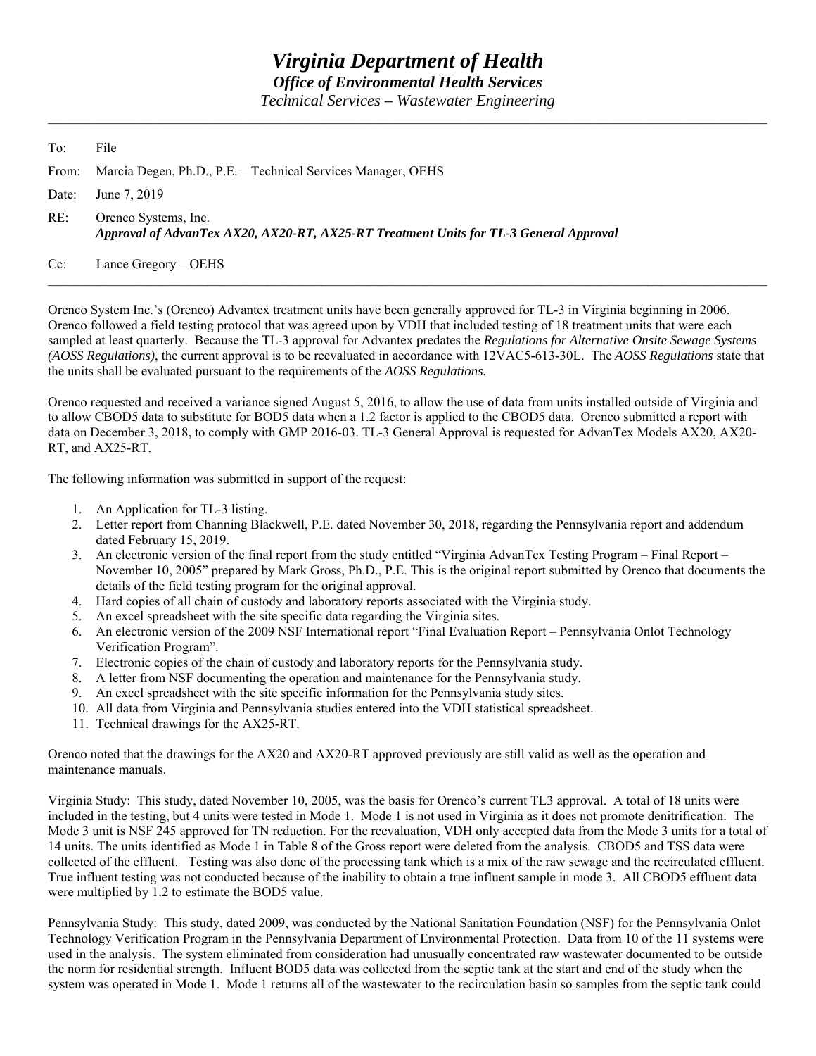# Virginia Department of Health

## *Office of Environmental Health Services*

*Technical Services – Wastewater Engineering*

---

To: File

From: Marcia Degen, Ph.D., P.E. – Technical Services Manager, OEHS

Date: June 7, 2019

RE: Orenco Systems, Inc.
***Approval of AdvanTex AX20, AX20-RT, AX25-RT Treatment Units for TL-3 General Approval***

Cc: Lance Gregory – OEHS

---

Orenco System Inc.'s (Orenco) Advantex treatment units have been generally approved for TL-3 in Virginia beginning in 2006. Orenco followed a field testing protocol that was agreed upon by VDH that included testing of 18 treatment units that were each sampled at least quarterly. Because the TL-3 approval for Advantex predates the *Regulations for Alternative Onsite Sewage Systems (AOSS Regulations)*, the current approval is to be reevaluated in accordance with 12VAC5-613-30L. The *AOSS Regulations* state that the units shall be evaluated pursuant to the requirements of the *AOSS Regulations.*

Orenco requested and received a variance signed August 5, 2016, to allow the use of data from units installed outside of Virginia and to allow CBOD5 data to substitute for BOD5 data when a 1.2 factor is applied to the CBOD5 data. Orenco submitted a report with data on December 3, 2018, to comply with GMP 2016-03. TL-3 General Approval is requested for AdvanTex Models AX20, AX20-RT, and AX25-RT.

The following information was submitted in support of the request:

1. An Application for TL-3 listing.
2. Letter report from Channing Blackwell, P.E. dated November 30, 2018, regarding the Pennsylvania report and addendum dated February 15, 2019.
3. An electronic version of the final report from the study entitled "Virginia AdvanTex Testing Program – Final Report – November 10, 2005" prepared by Mark Gross, Ph.D., P.E. This is the original report submitted by Orenco that documents the details of the field testing program for the original approval.
4. Hard copies of all chain of custody and laboratory reports associated with the Virginia study.
5. An excel spreadsheet with the site specific data regarding the Virginia sites.
6. An electronic version of the 2009 NSF International report "Final Evaluation Report – Pennsylvania Onlot Technology Verification Program".
7. Electronic copies of the chain of custody and laboratory reports for the Pennsylvania study.
8. A letter from NSF documenting the operation and maintenance for the Pennsylvania study.
9. An excel spreadsheet with the site specific information for the Pennsylvania study sites.
10. All data from Virginia and Pennsylvania studies entered into the VDH statistical spreadsheet.
11. Technical drawings for the AX25-RT.

Orenco noted that the drawings for the AX20 and AX20-RT approved previously are still valid as well as the operation and maintenance manuals.

Virginia Study: This study, dated November 10, 2005, was the basis for Orenco's current TL3 approval. A total of 18 units were included in the testing, but 4 units were tested in Mode 1. Mode 1 is not used in Virginia as it does not promote denitrification. The Mode 3 unit is NSF 245 approved for TN reduction. For the reevaluation, VDH only accepted data from the Mode 3 units for a total of 14 units. The units identified as Mode 1 in Table 8 of the Gross report were deleted from the analysis. CBOD5 and TSS data were collected of the effluent. Testing was also done of the processing tank which is a mix of the raw sewage and the recirculated effluent. True influent testing was not conducted because of the inability to obtain a true influent sample in mode 3. All CBOD5 effluent data were multiplied by 1.2 to estimate the BOD5 value.

Pennsylvania Study: This study, dated 2009, was conducted by the National Sanitation Foundation (NSF) for the Pennsylvania Onlot Technology Verification Program in the Pennsylvania Department of Environmental Protection. Data from 10 of the 11 systems were used in the analysis. The system eliminated from consideration had unusually concentrated raw wastewater documented to be outside the norm for residential strength. Influent BOD5 data was collected from the septic tank at the start and end of the study when the system was operated in Mode 1. Mode 1 returns all of the wastewater to the recirculation basin so samples from the septic tank could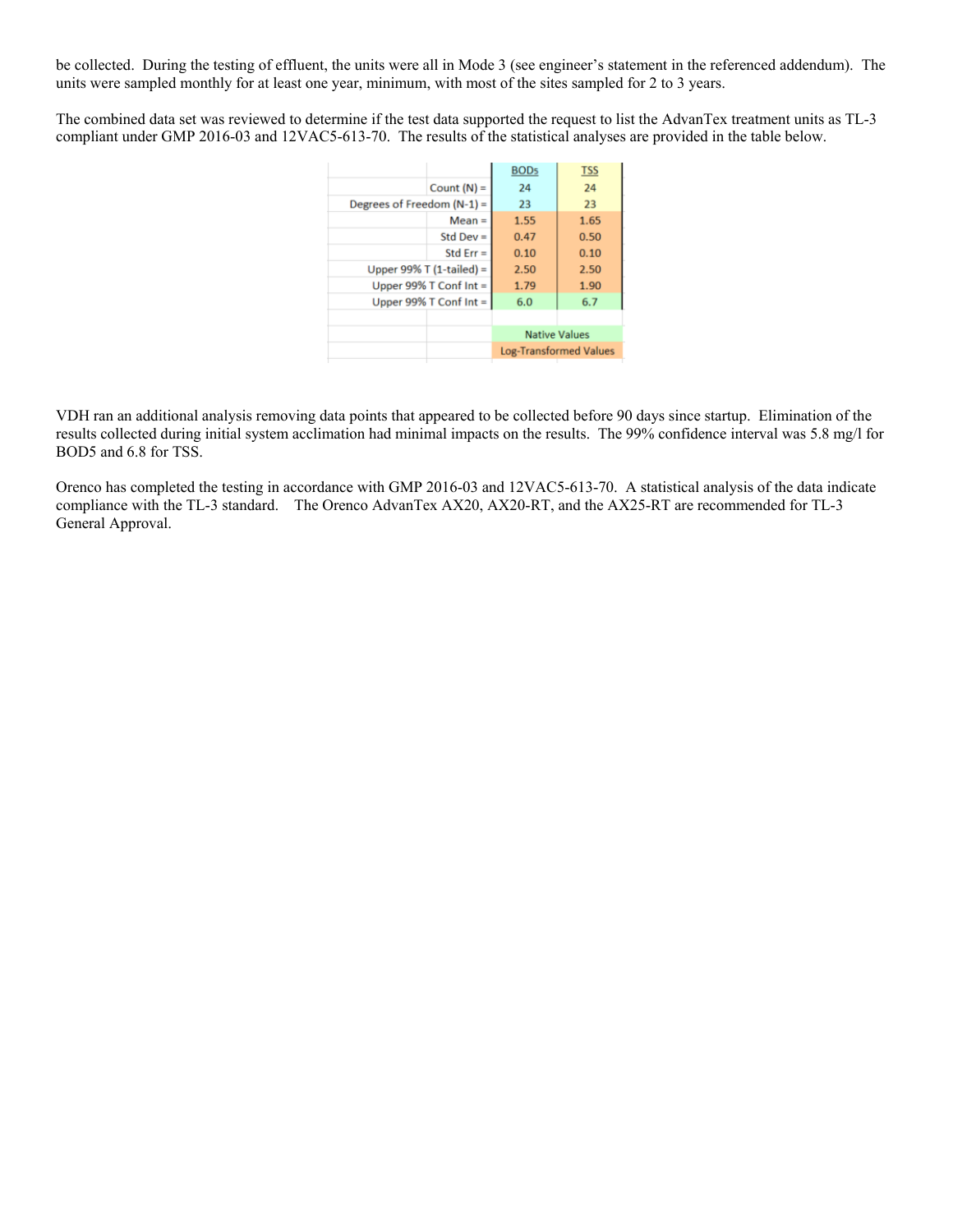be collected. During the testing of effluent, the units were all in Mode 3 (see engineer's statement in the referenced addendum). The units were sampled monthly for at least one year, minimum, with most of the sites sampled for 2 to 3 years.

The combined data set was reviewed to determine if the test data supported the request to list the AdvanTex treatment units as TL-3 compliant under GMP 2016-03 and 12VAC5-613-70. The results of the statistical analyses are provided in the table below.

| | BOD5 | TSS |
|---|---|---|
| Count (N) = | 24 | 24 |
| Degrees of Freedom (N-1) = | 23 | 23 |
| Mean = | 1.55 | 1.65 |
| Std Dev = | 0.47 | 0.50 |
| Std Err = | 0.10 | 0.10 |
| Upper 99% T (1-tailed) = | 2.50 | 2.50 |
| Upper 99% T Conf Int = | 1.79 | 1.90 |
| Upper 99% T Conf Int = | 6.0 | 6.7 |
| | Native Values | |
| | Log-Transformed Values | |

VDH ran an additional analysis removing data points that appeared to be collected before 90 days since startup. Elimination of the results collected during initial system acclimation had minimal impacts on the results. The 99% confidence interval was 5.8 mg/l for BOD5 and 6.8 for TSS.

Orenco has completed the testing in accordance with GMP 2016-03 and 12VAC5-613-70. A statistical analysis of the data indicate compliance with the TL-3 standard. The Orenco AdvanTex AX20, AX20-RT, and the AX25-RT are recommended for TL-3 General Approval.